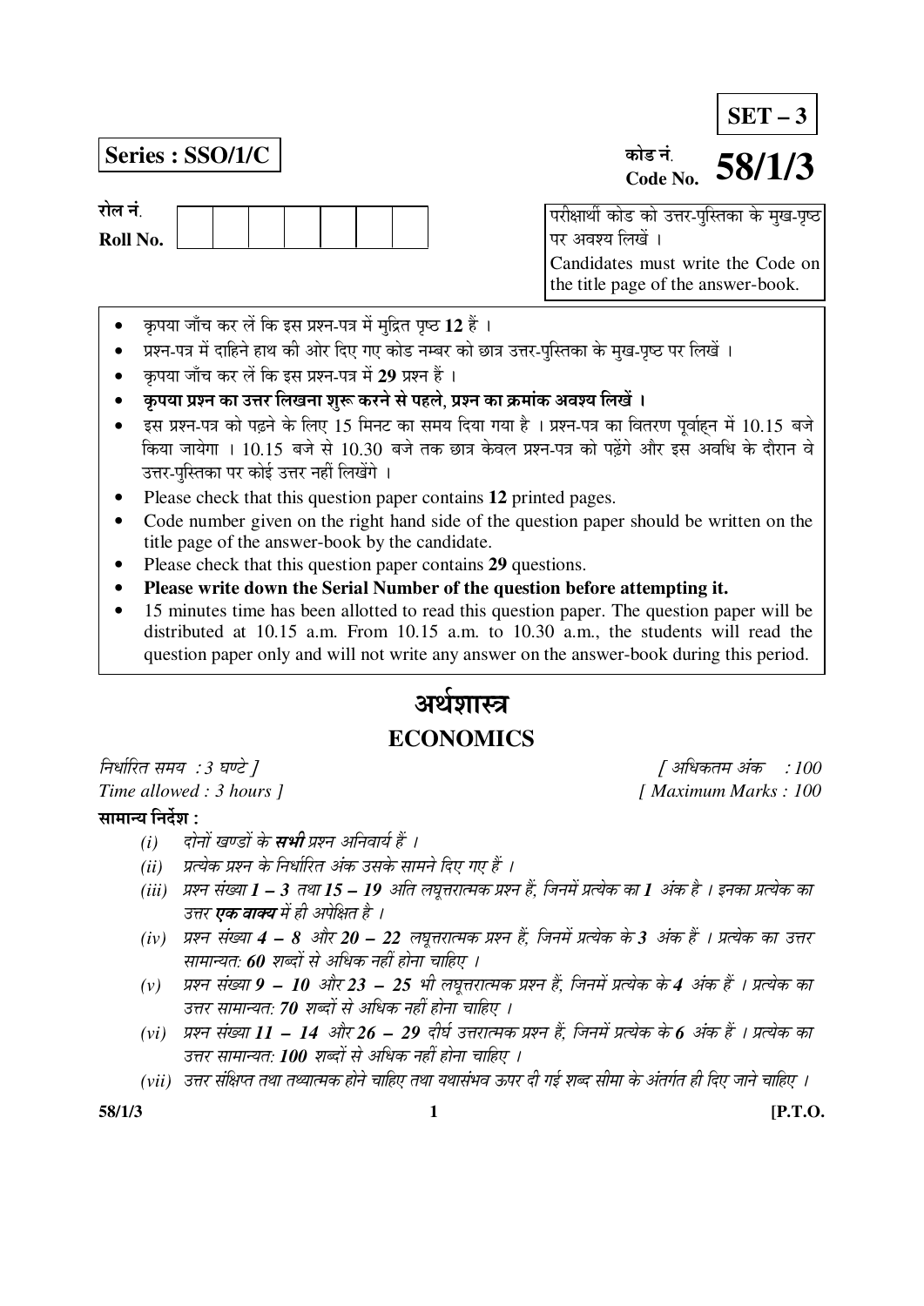**SET – 3**

**Series : SSO/1/C**

कोड नं.
Code No. **58/1/3**

रोल नं.
Roll No.

| | | | | | | |
|---|---|---|---|---|---|---|
| | | | | | | |

परीक्षार्थी कोड को उत्तर-पुस्तिका के मुख-पृष्ठ पर अवश्य लिखें ।
Candidates must write the Code on the title page of the answer-book.

- कृपया जाँच कर लें कि इस प्रश्न-पत्र में मुद्रित पृष्ठ 12 हैं ।
- प्रश्न-पत्र में दाहिने हाथ की ओर दिए गए कोड नम्बर को छात्र उत्तर-पुस्तिका के मुख-पृष्ठ पर लिखें ।
- कृपया जाँच कर लें कि इस प्रश्न-पत्र में 29 प्रश्न हैं ।
- **कृपया प्रश्न का उत्तर लिखना शुरू करने से पहले, प्रश्न का क्रमांक अवश्य लिखें ।**
- इस प्रश्न-पत्र को पढ़ने के लिए 15 मिनट का समय दिया गया है । प्रश्न-पत्र का वितरण पूर्वाह्न में 10.15 बजे किया जायेगा । 10.15 बजे से 10.30 बजे तक छात्र केवल प्रश्न-पत्र को पढ़ेंगे और इस अवधि के दौरान वे उत्तर-पुस्तिका पर कोई उत्तर नहीं लिखेंगे ।
- Please check that this question paper contains **12** printed pages.
- Code number given on the right hand side of the question paper should be written on the title page of the answer-book by the candidate.
- Please check that this question paper contains **29** questions.
- **Please write down the Serial Number of the question before attempting it.**
- 15 minutes time has been allotted to read this question paper. The question paper will be distributed at 10.15 a.m. From 10.15 a.m. to 10.30 a.m., the students will read the question paper only and will not write any answer on the answer-book during this period.

# अर्थशास्त्र
# ECONOMICS

*निर्धारित समय : 3 घण्टे ]* *[ अधिकतम अंक : 100*

*Time allowed : 3 hours ]* *[ Maximum Marks : 100*

**सामान्य निर्देश :**

*(i)* *दोनों खण्डों के **सभी** प्रश्न अनिवार्य हैं ।*

*(ii)* *प्रत्येक प्रश्न के निर्धारित अंक उसके सामने दिए गए हैं ।*

*(iii)* *प्रश्न संख्या **1 – 3** तथा **15 – 19** अति लघूत्तरात्मक प्रश्न हैं, जिनमें प्रत्येक का **1** अंक है । इनका प्रत्येक का उत्तर **एक वाक्य** में ही अपेक्षित है ।*

*(iv)* *प्रश्न संख्या **4 – 8** और **20 – 22** लघूत्तरात्मक प्रश्न हैं, जिनमें प्रत्येक के **3** अंक हैं । प्रत्येक का उत्तर सामान्यत: **60** शब्दों से अधिक नहीं होना चाहिए ।*

*(v)* *प्रश्न संख्या **9 – 10** और **23 – 25** भी लघूत्तरात्मक प्रश्न हैं, जिनमें प्रत्येक के **4** अंक हैं । प्रत्येक का उत्तर सामान्यत: **70** शब्दों से अधिक नहीं होना चाहिए ।*

*(vi)* *प्रश्न संख्या **11 – 14** और **26 – 29** दीर्घ उत्तरात्मक प्रश्न हैं, जिनमें प्रत्येक के **6** अंक हैं । प्रत्येक का उत्तर सामान्यत: **100** शब्दों से अधिक नहीं होना चाहिए ।*

*(vii)* *उत्तर संक्षिप्त तथा तथ्यात्मक होने चाहिए तथा यथासंभव ऊपर दी गई शब्द सीमा के अंतर्गत ही दिए जाने चाहिए ।*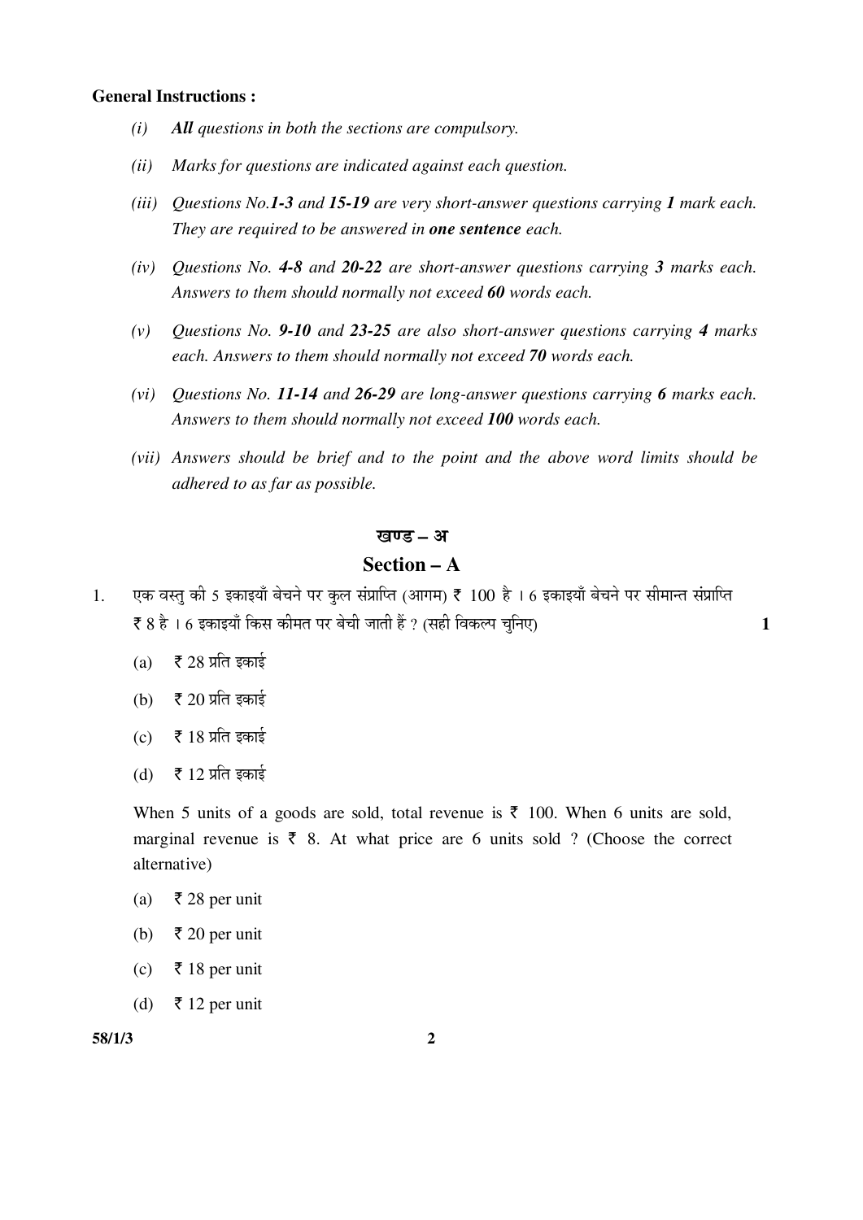**General Instructions :**

*(i)* ***All*** *questions in both the sections are compulsory.*

*(ii)* *Marks for questions are indicated against each question.*

*(iii)* *Questions No.**1-3** and **15-19** are very short-answer questions carrying **1** mark each. They are required to be answered in **one sentence** each.*

*(iv)* *Questions No. **4-8** and **20-22** are short-answer questions carrying **3** marks each. Answers to them should normally not exceed **60** words each.*

*(v)* *Questions No. **9-10** and **23-25** are also short-answer questions carrying **4** marks each. Answers to them should normally not exceed **70** words each.*

*(vi)* *Questions No. **11-14** and **26-29** are long-answer questions carrying **6** marks each. Answers to them should normally not exceed **100** words each.*

*(vii)* *Answers should be brief and to the point and the above word limits should be adhered to as far as possible.*

## खण्ड – अ

## Section – A

1. एक वस्तु की 5 इकाइयाँ बेचने पर कुल संप्राप्ति (आगम) ₹ 100 है । 6 इकाइयाँ बेचने पर सीमान्त संप्राप्ति ₹ 8 है । 6 इकाइयाँ किस कीमत पर बेची जाती हैं ? (सही विकल्प चुनिए) **1**

   (a) ₹ 28 प्रति इकाई

   (b) ₹ 20 प्रति इकाई

   (c) ₹ 18 प्रति इकाई

   (d) ₹ 12 प्रति इकाई

   When 5 units of a goods are sold, total revenue is ₹ 100. When 6 units are sold, marginal revenue is ₹ 8. At what price are 6 units sold ? (Choose the correct alternative)

   (a) ₹ 28 per unit

   (b) ₹ 20 per unit

   (c) ₹ 18 per unit

   (d) ₹ 12 per unit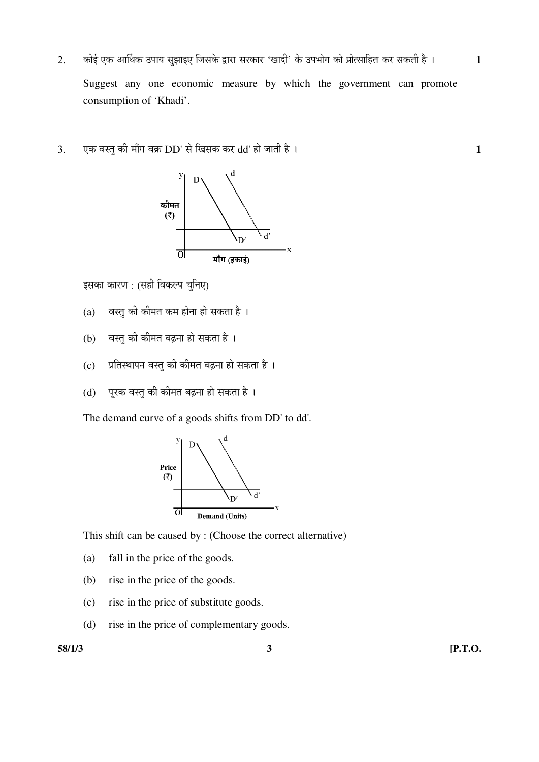2. कोई एक आर्थिक उपाय सुझाइए जिसके द्वारा सरकार 'खादी' के उपभोग को प्रोत्साहित कर सकती है । **1**

   Suggest any one economic measure by which the government can promote consumption of 'Khadi'.

3. एक वस्तु की माँग वक्र DD' से खिसक कर dd' हो जाती है । **1**

   इसका कारण : (सही विकल्प चुनिए)

   (a) वस्तु की कीमत कम होना हो सकता है ।

   (b) वस्तु की कीमत बढ़ना हो सकता है ।

   (c) प्रतिस्थापन वस्तु की कीमत बढ़ना हो सकता है ।

   (d) पूरक वस्तु की कीमत बढ़ना हो सकता है ।

   The demand curve of a goods shifts from DD' to dd'.

   This shift can be caused by : (Choose the correct alternative)

   (a) fall in the price of the goods.

   (b) rise in the price of the goods.

   (c) rise in the price of substitute goods.

   (d) rise in the price of complementary goods.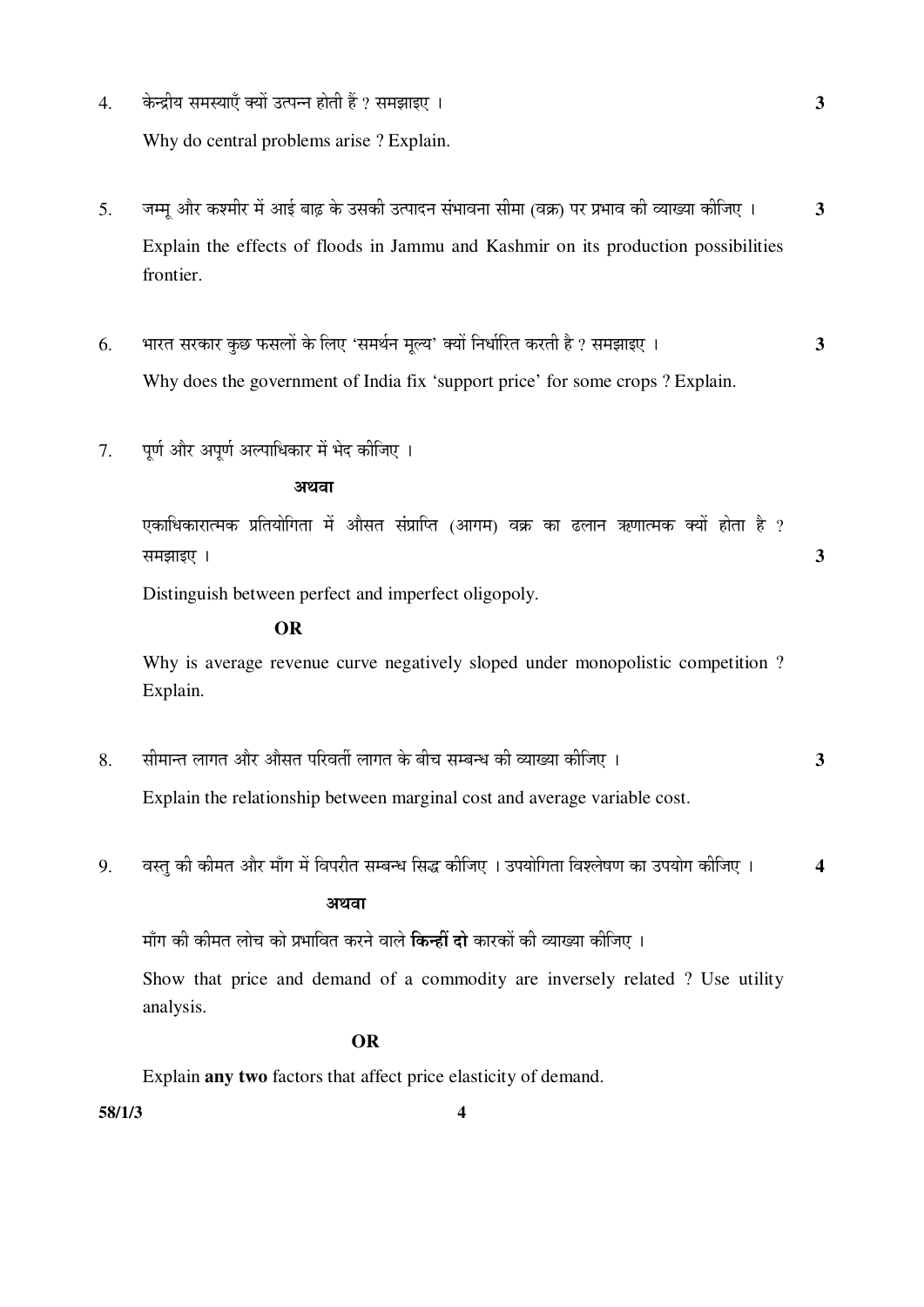4. केन्द्रीय समस्याएँ क्यों उत्पन्न होती हैं ? समझाइए । **3**

   Why do central problems arise ? Explain.

5. जम्मू और कश्मीर में आई बाढ़ के उसकी उत्पादन संभावना सीमा (वक्र) पर प्रभाव की व्याख्या कीजिए । **3**

   Explain the effects of floods in Jammu and Kashmir on its production possibilities frontier.

6. भारत सरकार कुछ फसलों के लिए 'समर्थन मूल्य' क्यों निर्धारित करती है ? समझाइए । **3**

   Why does the government of India fix 'support price' for some crops ? Explain.

7. पूर्ण और अपूर्ण अल्पाधिकार में भेद कीजिए ।

   **अथवा**

   एकाधिकारात्मक प्रतियोगिता में औसत संप्राप्ति (आगम) वक्र का ढलान ऋणात्मक क्यों होता है ? समझाइए । **3**

   Distinguish between perfect and imperfect oligopoly.

   **OR**

   Why is average revenue curve negatively sloped under monopolistic competition ? Explain.

8. सीमान्त लागत और औसत परिवर्ती लागत के बीच सम्बन्ध की व्याख्या कीजिए । **3**

   Explain the relationship between marginal cost and average variable cost.

9. वस्तु की कीमत और माँग में विपरीत सम्बन्ध सिद्ध कीजिए । उपयोगिता विश्लेषण का उपयोग कीजिए । **4**

   **अथवा**

   माँग की कीमत लोच को प्रभावित करने वाले **किन्हीं दो** कारकों की व्याख्या कीजिए ।

   Show that price and demand of a commodity are inversely related ? Use utility analysis.

   **OR**

   Explain **any two** factors that affect price elasticity of demand.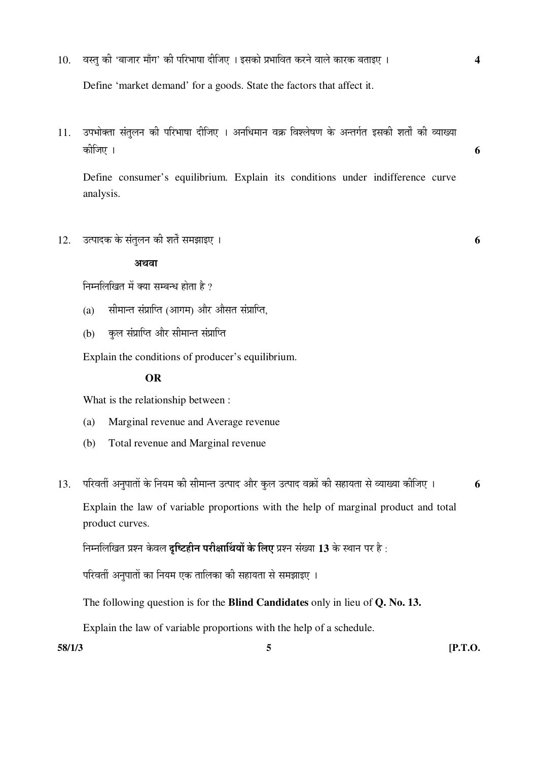10. वस्तु की 'बाजार माँग' की परिभाषा दीजिए । इसको प्रभावित करने वाले कारक बताइए । **4**

    Define 'market demand' for a goods. State the factors that affect it.

11. उपभोक्ता संतुलन की परिभाषा दीजिए । अनधिमान वक्र विश्लेषण के अन्तर्गत इसकी शर्तों की व्याख्या कीजिए । **6**

    Define consumer's equilibrium. Explain its conditions under indifference curve analysis.

12. उत्पादक के संतुलन की शर्तें समझाइए । **6**

    **अथवा**

    निम्नलिखित में क्या सम्बन्ध होता है ?

    (a) सीमान्त संप्राप्ति (आगम) और औसत संप्राप्ति,

    (b) कुल संप्राप्ति और सीमान्त संप्राप्ति

    Explain the conditions of producer's equilibrium.

    **OR**

    What is the relationship between :

    (a) Marginal revenue and Average revenue

    (b) Total revenue and Marginal revenue

13. परिवर्ती अनुपातों के नियम की सीमान्त उत्पाद और कुल उत्पाद वक्रों की सहायता से व्याख्या कीजिए । **6**

    Explain the law of variable proportions with the help of marginal product and total product curves.

    निम्नलिखित प्रश्न केवल **दृष्टिहीन परीक्षार्थियों के लिए** प्रश्न संख्या **13** के स्थान पर है :

    परिवर्ती अनुपातों का नियम एक तालिका की सहायता से समझाइए ।

    The following question is for the **Blind Candidates** only in lieu of **Q. No. 13.**

    Explain the law of variable proportions with the help of a schedule.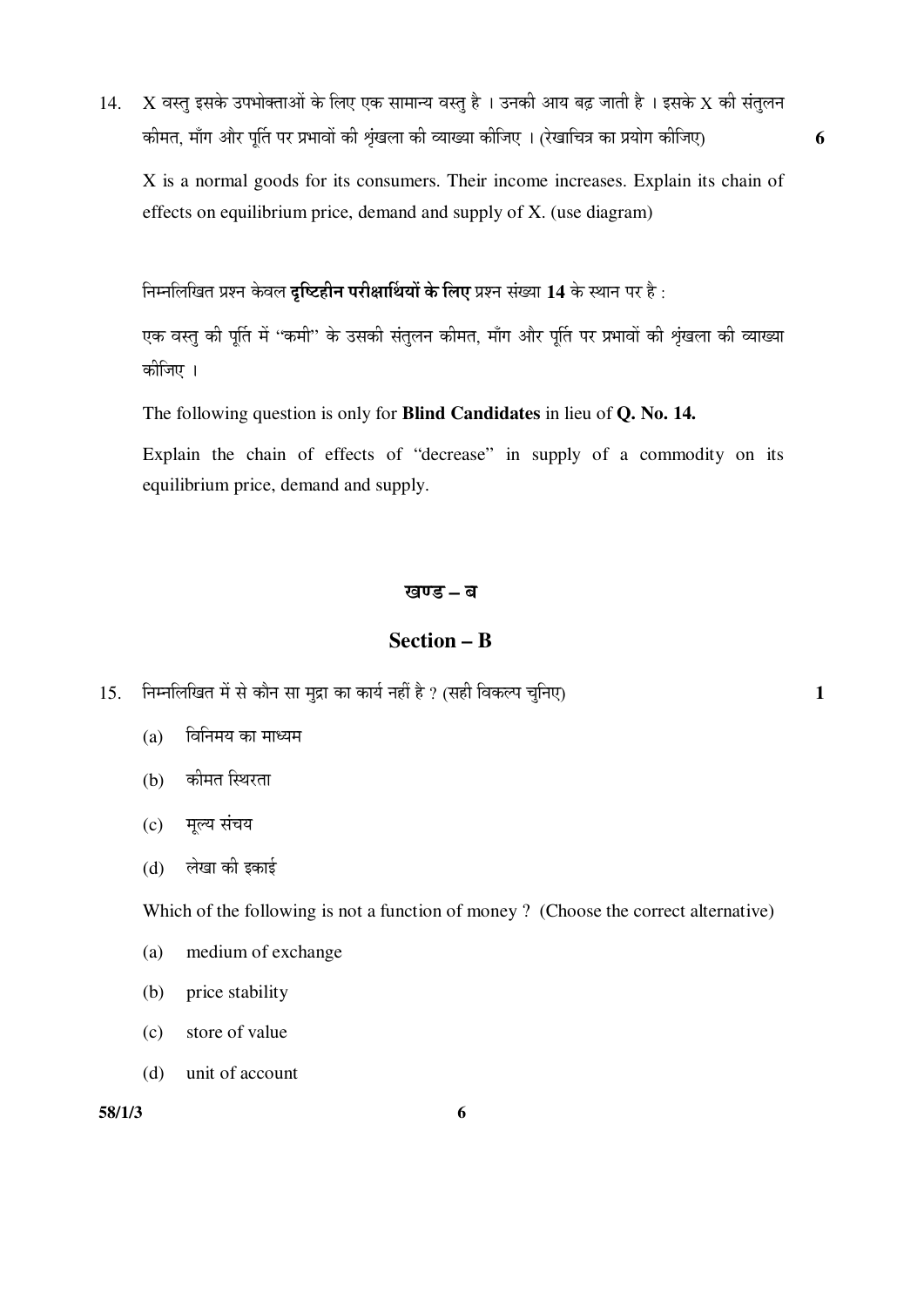14. X वस्तु इसके उपभोक्ताओं के लिए एक सामान्य वस्तु है । उनकी आय बढ़ जाती है । इसके X की संतुलन कीमत, माँग और पूर्ति पर प्रभावों की श्रृंखला की व्याख्या कीजिए । (रेखाचित्र का प्रयोग कीजिए) **6**

X is a normal goods for its consumers. Their income increases. Explain its chain of effects on equilibrium price, demand and supply of X. (use diagram)

निम्नलिखित प्रश्न केवल **दृष्टिहीन परीक्षार्थियों के लिए** प्रश्न संख्या **14** के स्थान पर है :

एक वस्तु की पूर्ति में "कमी" के उसकी संतुलन कीमत, माँग और पूर्ति पर प्रभावों की श्रृंखला की व्याख्या कीजिए ।

The following question is only for **Blind Candidates** in lieu of **Q. No. 14.**

Explain the chain of effects of "decrease" in supply of a commodity on its equilibrium price, demand and supply.

## खण्ड – ब

## Section – B

15. निम्नलिखित में से कौन सा मुद्रा का कार्य नहीं है ? (सही विकल्प चुनिए) **1**

(a) विनिमय का माध्यम

(b) कीमत स्थिरता

(c) मूल्य संचय

(d) लेखा की इकाई

Which of the following is not a function of money ? (Choose the correct alternative)

(a) medium of exchange

(b) price stability

(c) store of value

(d) unit of account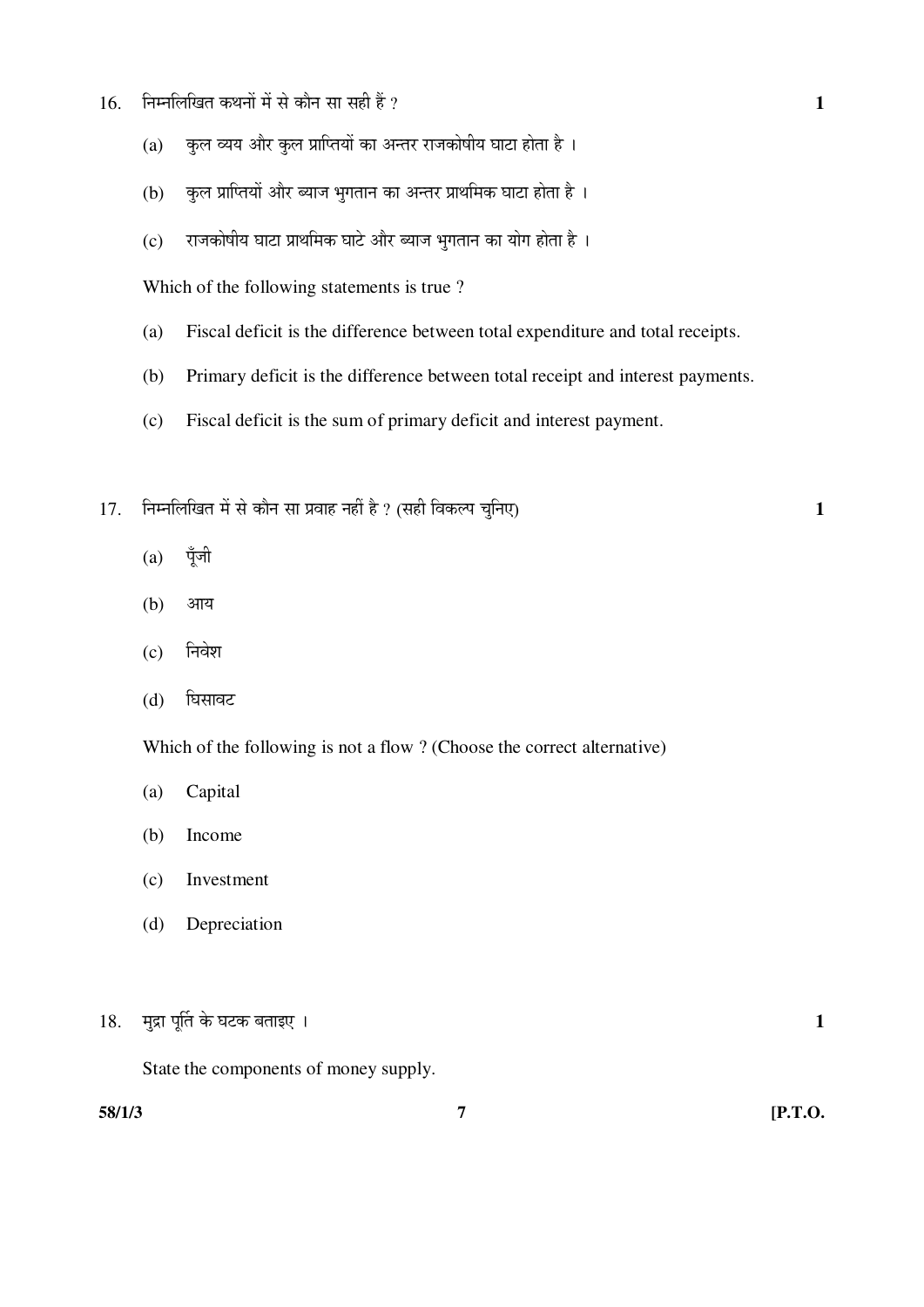16. निम्नलिखित कथनों में से कौन सा सही हैं ? **1**

 (a) कुल व्यय और कुल प्राप्तियों का अन्तर राजकोषीय घाटा होता है ।

 (b) कुल प्राप्तियों और ब्याज भुगतान का अन्तर प्राथमिक घाटा होता है ।

 (c) राजकोषीय घाटा प्राथमिक घाटे और ब्याज भुगतान का योग होता है ।

 Which of the following statements is true ?

 (a) Fiscal deficit is the difference between total expenditure and total receipts.

 (b) Primary deficit is the difference between total receipt and interest payments.

 (c) Fiscal deficit is the sum of primary deficit and interest payment.

17. निम्नलिखित में से कौन सा प्रवाह नहीं है ? (सही विकल्प चुनिए) **1**

 (a) पूँजी

 (b) आय

 (c) निवेश

 (d) घिसावट

 Which of the following is not a flow ? (Choose the correct alternative)

 (a) Capital

 (b) Income

 (c) Investment

 (d) Depreciation

18. मुद्रा पूर्ति के घटक बताइए । **1**

 State the components of money supply.

58/1/3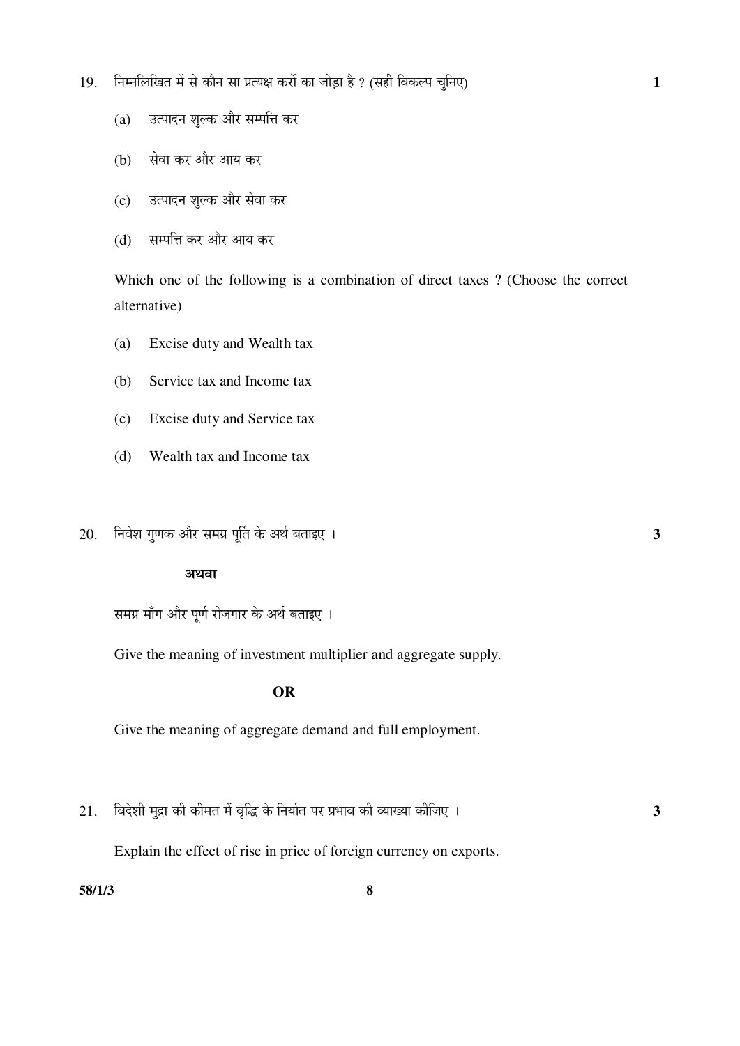19. निम्नलिखित में से कौन सा प्रत्यक्ष करों का जोड़ा है ? (सही विकल्प चुनिए) **1**

   (a) उत्पादन शुल्क और सम्पत्ति कर

   (b) सेवा कर और आय कर

   (c) उत्पादन शुल्क और सेवा कर

   (d) सम्पत्ति कर और आय कर

   Which one of the following is a combination of direct taxes ? (Choose the correct alternative)

   (a) Excise duty and Wealth tax

   (b) Service tax and Income tax

   (c) Excise duty and Service tax

   (d) Wealth tax and Income tax

20. निवेश गुणक और समग्र पूर्ति के अर्थ बताइए । **3**

   **अथवा**

   समग्र माँग और पूर्ण रोजगार के अर्थ बताइए ।

   Give the meaning of investment multiplier and aggregate supply.

   **OR**

   Give the meaning of aggregate demand and full employment.

21. विदेशी मुद्रा की कीमत में वृद्धि के निर्यात पर प्रभाव की व्याख्या कीजिए । **3**

   Explain the effect of rise in price of foreign currency on exports.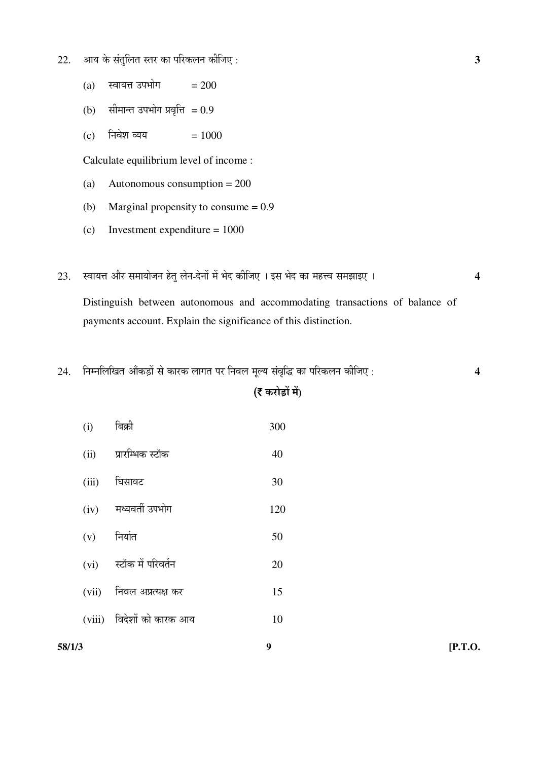22. आय के संतुलित स्तर का परिकलन कीजिए : **3**

    (a) स्वायत्त उपभोग = 200

    (b) सीमान्त उपभोग प्रवृत्ति = 0.9

    (c) निवेश व्यय = 1000

    Calculate equilibrium level of income :

    (a) Autonomous consumption = 200

    (b) Marginal propensity to consume = 0.9

    (c) Investment expenditure = 1000

23. स्वायत्त और समायोजन हेतु लेन-देनों में भेद कीजिए । इस भेद का महत्त्व समझाइए । **4**

    Distinguish between autonomous and accommodating transactions of balance of payments account. Explain the significance of this distinction.

24. निम्नलिखित आँकड़ों से कारक लागत पर निवल मूल्य संवृद्धि का परिकलन कीजिए : **4**

| | | **(₹ करोड़ों में)** |
|---|---|---|
| (i) | बिक्री | 300 |
| (ii) | प्रारम्भिक स्टॉक | 40 |
| (iii) | घिसावट | 30 |
| (iv) | मध्यवर्ती उपभोग | 120 |
| (v) | निर्यात | 50 |
| (vi) | स्टॉक में परिवर्तन | 20 |
| (vii) | निवल अप्रत्यक्ष कर | 15 |
| (viii) | विदेशों को कारक आय | 10 |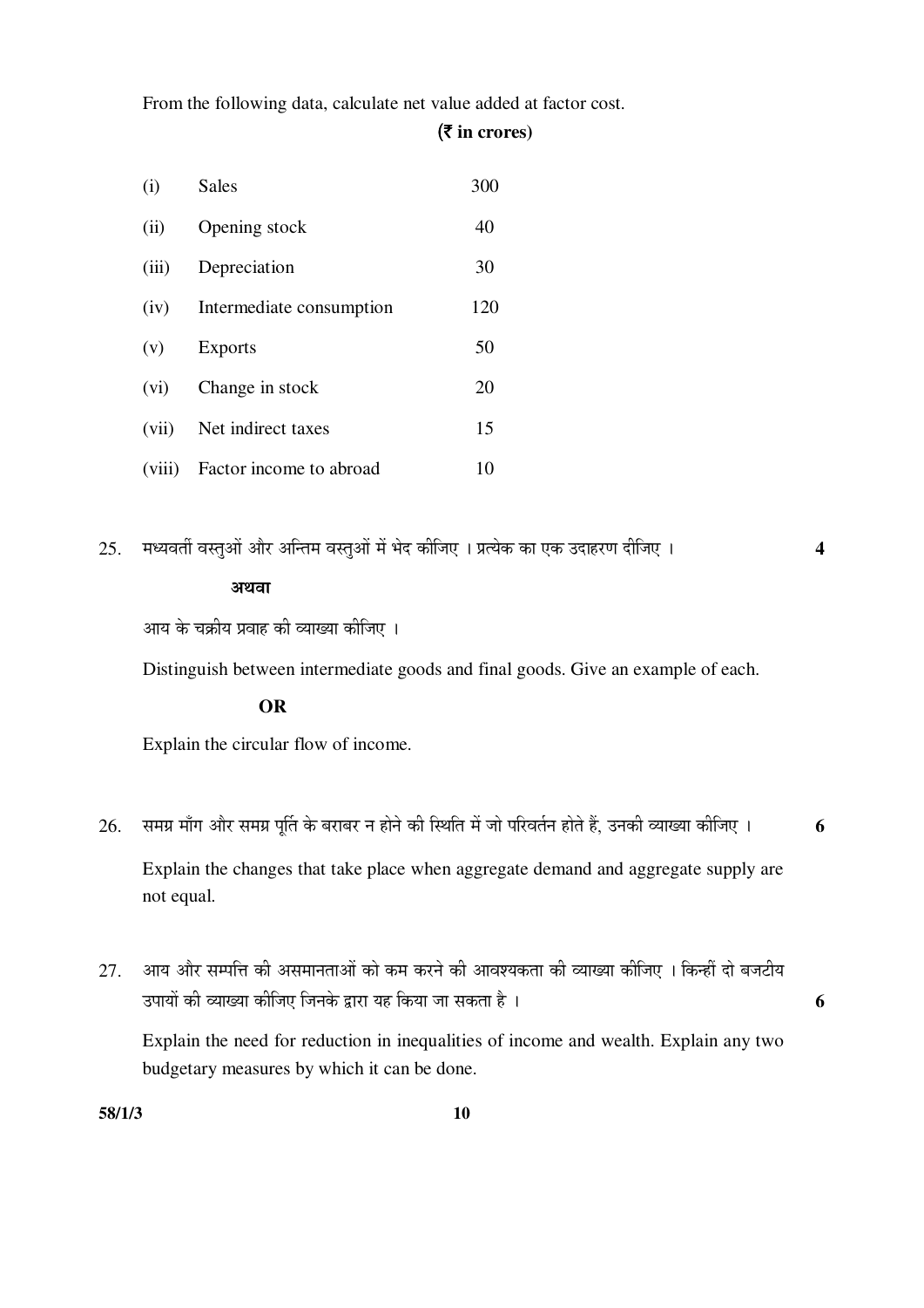From the following data, calculate net value added at factor cost.

**(₹ in crores)**

| | | |
|---|---|---|
| (i) | Sales | 300 |
| (ii) | Opening stock | 40 |
| (iii) | Depreciation | 30 |
| (iv) | Intermediate consumption | 120 |
| (v) | Exports | 50 |
| (vi) | Change in stock | 20 |
| (vii) | Net indirect taxes | 15 |
| (viii) | Factor income to abroad | 10 |

25. मध्यवर्ती वस्तुओं और अन्तिम वस्तुओं में भेद कीजिए । प्रत्येक का एक उदाहरण दीजिए । **4**

**अथवा**

आय के चक्रीय प्रवाह की व्याख्या कीजिए ।

Distinguish between intermediate goods and final goods. Give an example of each.

**OR**

Explain the circular flow of income.

26. समग्र माँग और समग्र पूर्ति के बराबर न होने की स्थिति में जो परिवर्तन होते हैं, उनकी व्याख्या कीजिए । **6**

Explain the changes that take place when aggregate demand and aggregate supply are not equal.

27. आय और सम्पत्ति की असमानताओं को कम करने की आवश्यकता की व्याख्या कीजिए । किन्हीं दो बजटीय उपायों की व्याख्या कीजिए जिनके द्वारा यह किया जा सकता है । **6**

Explain the need for reduction in inequalities of income and wealth. Explain any two budgetary measures by which it can be done.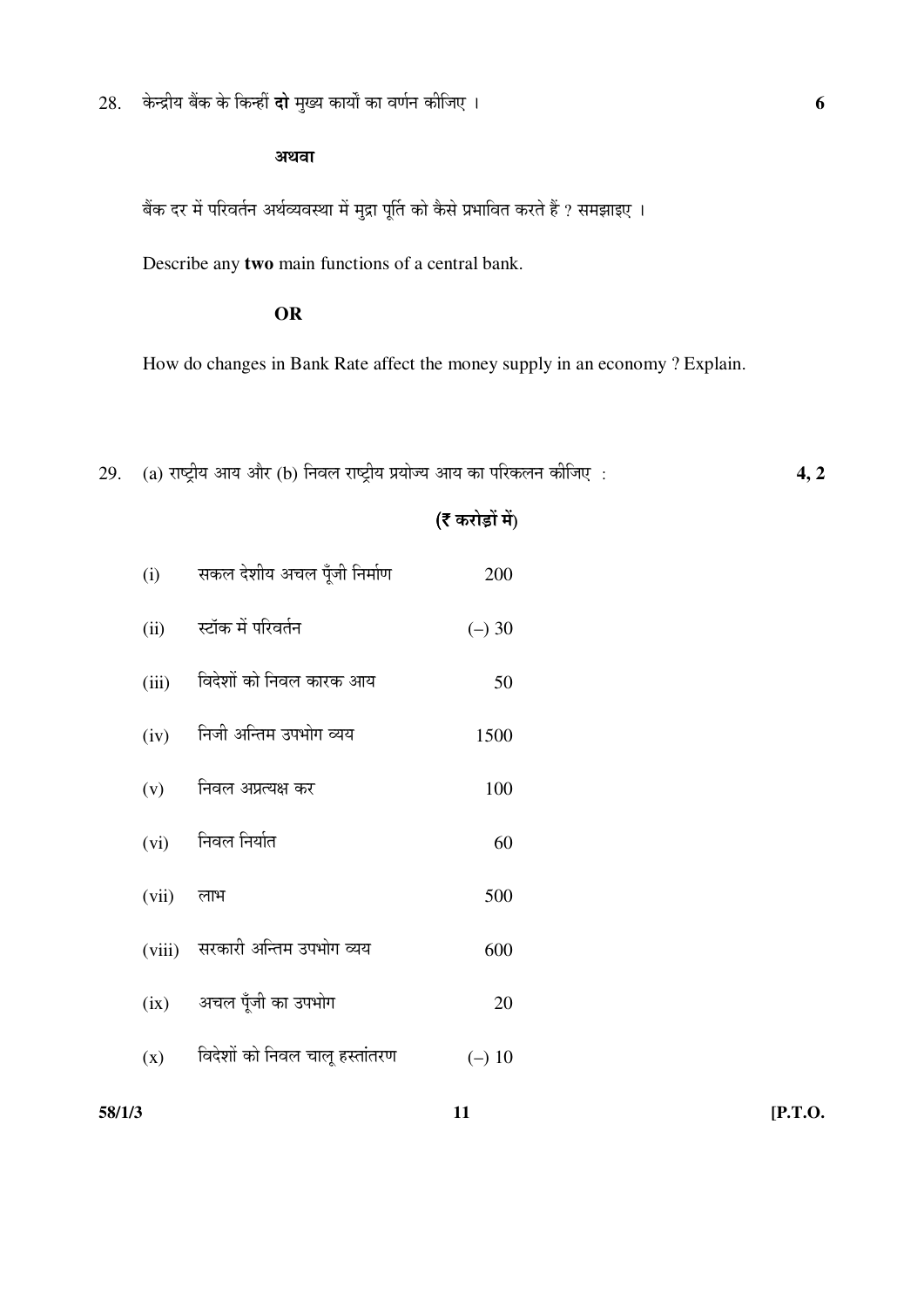28. केन्द्रीय बैंक के किन्हीं **दो** मुख्य कार्यों का वर्णन कीजिए । **6**

**अथवा**

बैंक दर में परिवर्तन अर्थव्यवस्था में मुद्रा पूर्ति को कैसे प्रभावित करते हैं ? समझाइए ।

Describe any **two** main functions of a central bank.

**OR**

How do changes in Bank Rate affect the money supply in an economy ? Explain.

29. (a) राष्ट्रीय आय और (b) निवल राष्ट्रीय प्रयोज्य आय का परिकलन कीजिए : **4, 2**

| | | **(₹ करोड़ों में)** |
|---|---|---|
| (i) | सकल देशीय अचल पूँजी निर्माण | 200 |
| (ii) | स्टॉक में परिवर्तन | (–) 30 |
| (iii) | विदेशों को निवल कारक आय | 50 |
| (iv) | निजी अन्तिम उपभोग व्यय | 1500 |
| (v) | निवल अप्रत्यक्ष कर | 100 |
| (vi) | निवल निर्यात | 60 |
| (vii) | लाभ | 500 |
| (viii) | सरकारी अन्तिम उपभोग व्यय | 600 |
| (ix) | अचल पूँजी का उपभोग | 20 |
| (x) | विदेशों को निवल चालू हस्तांतरण | (–) 10 |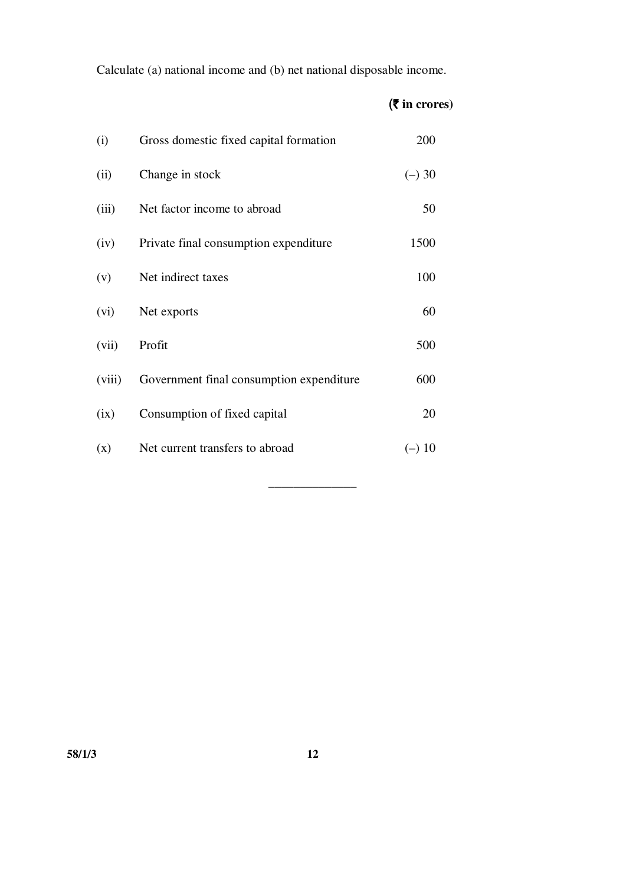Calculate (a) national income and (b) net national disposable income.

| | | (₹ in crores) |
|---|---|---|
| (i) | Gross domestic fixed capital formation | 200 |
| (ii) | Change in stock | (–) 30 |
| (iii) | Net factor income to abroad | 50 |
| (iv) | Private final consumption expenditure | 1500 |
| (v) | Net indirect taxes | 100 |
| (vi) | Net exports | 60 |
| (vii) | Profit | 500 |
| (viii) | Government final consumption expenditure | 600 |
| (ix) | Consumption of fixed capital | 20 |
| (x) | Net current transfers to abroad | (–) 10 |

______________